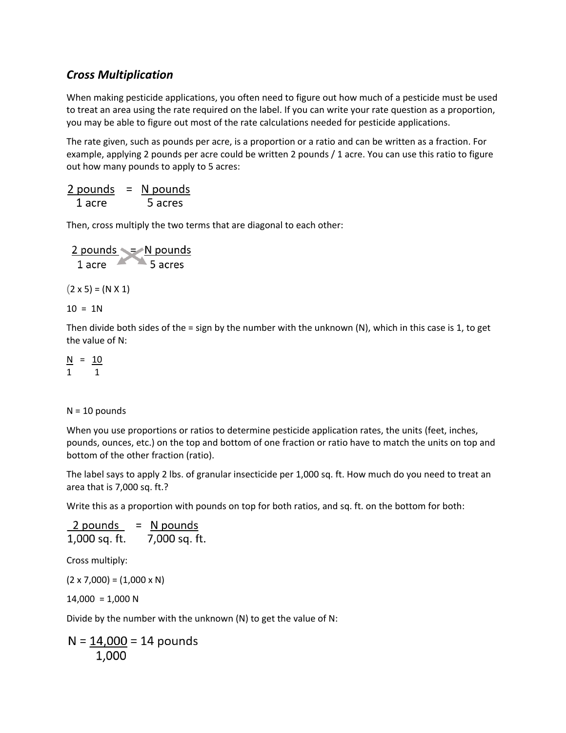## *Cross Multiplication*

When making pesticide applications, you often need to figure out how much of a pesticide must be used to treat an area using the rate required on the label. If you can write your rate question as a proportion, you may be able to figure out most of the rate calculations needed for pesticide applications.

The rate given, such as pounds per acre, is a proportion or a ratio and can be written as a fraction. For example, applying 2 pounds per acre could be written 2 pounds / 1 acre. You can use this ratio to figure out how many pounds to apply to 5 acres:

$$\frac{2 \text{ pounds}}{1 \text{ acre}} = \frac{N \text{ pounds}}{5 \text{ acres}}$$

Then, cross multiply the two terms that are diagonal to each other:

$$\frac{2 \text{ pounds}}{1 \text{ acre}} = \frac{N \text{ pounds}}{5 \text{ acres}}$$

(2 x 5) = (N X 1)

10 = 1N

Then divide both sides of the = sign by the number with the unknown (N), which in this case is 1, to get the value of N:

$$\frac{N}{1} = \frac{10}{1}$$

N = 10 pounds

When you use proportions or ratios to determine pesticide application rates, the units (feet, inches, pounds, ounces, etc.) on the top and bottom of one fraction or ratio have to match the units on top and bottom of the other fraction (ratio).

The label says to apply 2 lbs. of granular insecticide per 1,000 sq. ft. How much do you need to treat an area that is 7,000 sq. ft.?

Write this as a proportion with pounds on top for both ratios, and sq. ft. on the bottom for both:

$$\frac{2 \text{ pounds}}{1{,}000 \text{ sq. ft.}} = \frac{N \text{ pounds}}{7{,}000 \text{ sq. ft.}}$$

Cross multiply:

(2 x 7,000) = (1,000 x N)

14,000 = 1,000 N

Divide by the number with the unknown (N) to get the value of N:

$$N = \frac{14{,}000}{1{,}000} = 14 \text{ pounds}$$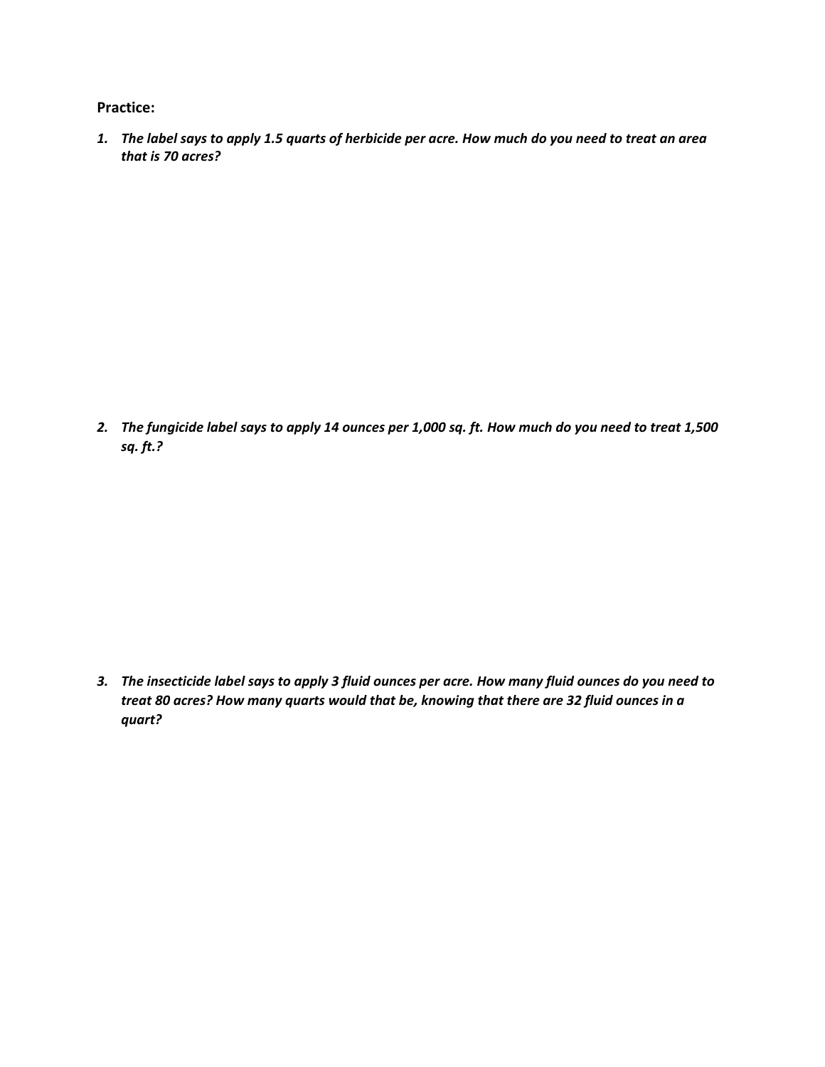**Practice:**

1. ***The label says to apply 1.5 quarts of herbicide per acre. How much do you need to treat an area that is 70 acres?***

2. ***The fungicide label says to apply 14 ounces per 1,000 sq. ft. How much do you need to treat 1,500 sq. ft.?***

3. ***The insecticide label says to apply 3 fluid ounces per acre. How many fluid ounces do you need to treat 80 acres? How many quarts would that be, knowing that there are 32 fluid ounces in a quart?***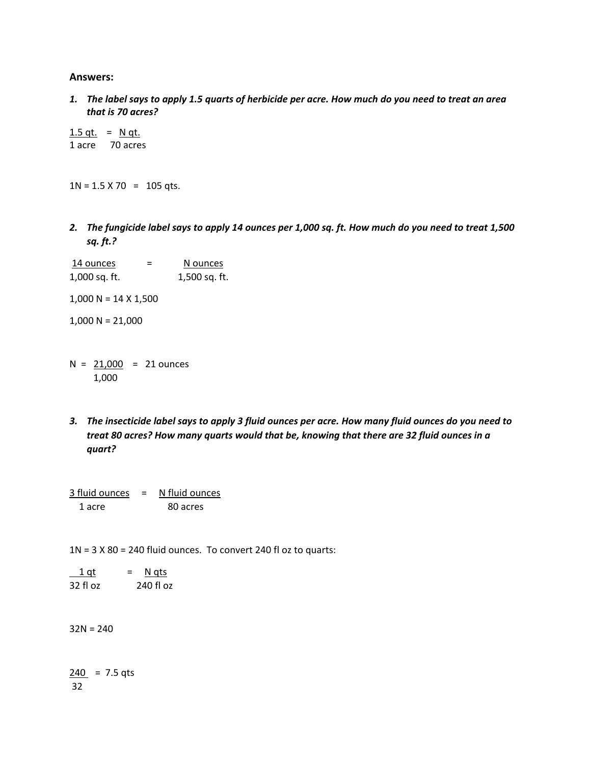**Answers:**

1. ***The label says to apply 1.5 quarts of herbicide per acre. How much do you need to treat an area that is 70 acres?***

$$\frac{1.5 \text{ qt.}}{1 \text{ acre}} = \frac{N \text{ qt.}}{70 \text{ acres}}$$

1N = 1.5 X 70 = 105 qts.

2. ***The fungicide label says to apply 14 ounces per 1,000 sq. ft. How much do you need to treat 1,500 sq. ft.?***

$$\frac{14 \text{ ounces}}{1{,}000 \text{ sq. ft.}} = \frac{N \text{ ounces}}{1{,}500 \text{ sq. ft.}}$$

1,000 N = 14 X 1,500

1,000 N = 21,000

$$N = \frac{21{,}000}{1{,}000} = 21 \text{ ounces}$$

3. ***The insecticide label says to apply 3 fluid ounces per acre. How many fluid ounces do you need to treat 80 acres? How many quarts would that be, knowing that there are 32 fluid ounces in a quart?***

$$\frac{3 \text{ fluid ounces}}{1 \text{ acre}} = \frac{N \text{ fluid ounces}}{80 \text{ acres}}$$

1N = 3 X 80 = 240 fluid ounces. To convert 240 fl oz to quarts:

$$\frac{1 \text{ qt}}{32 \text{ fl oz}} = \frac{N \text{ qts}}{240 \text{ fl oz}}$$

32N = 240

$$\frac{240}{32} = 7.5 \text{ qts}$$